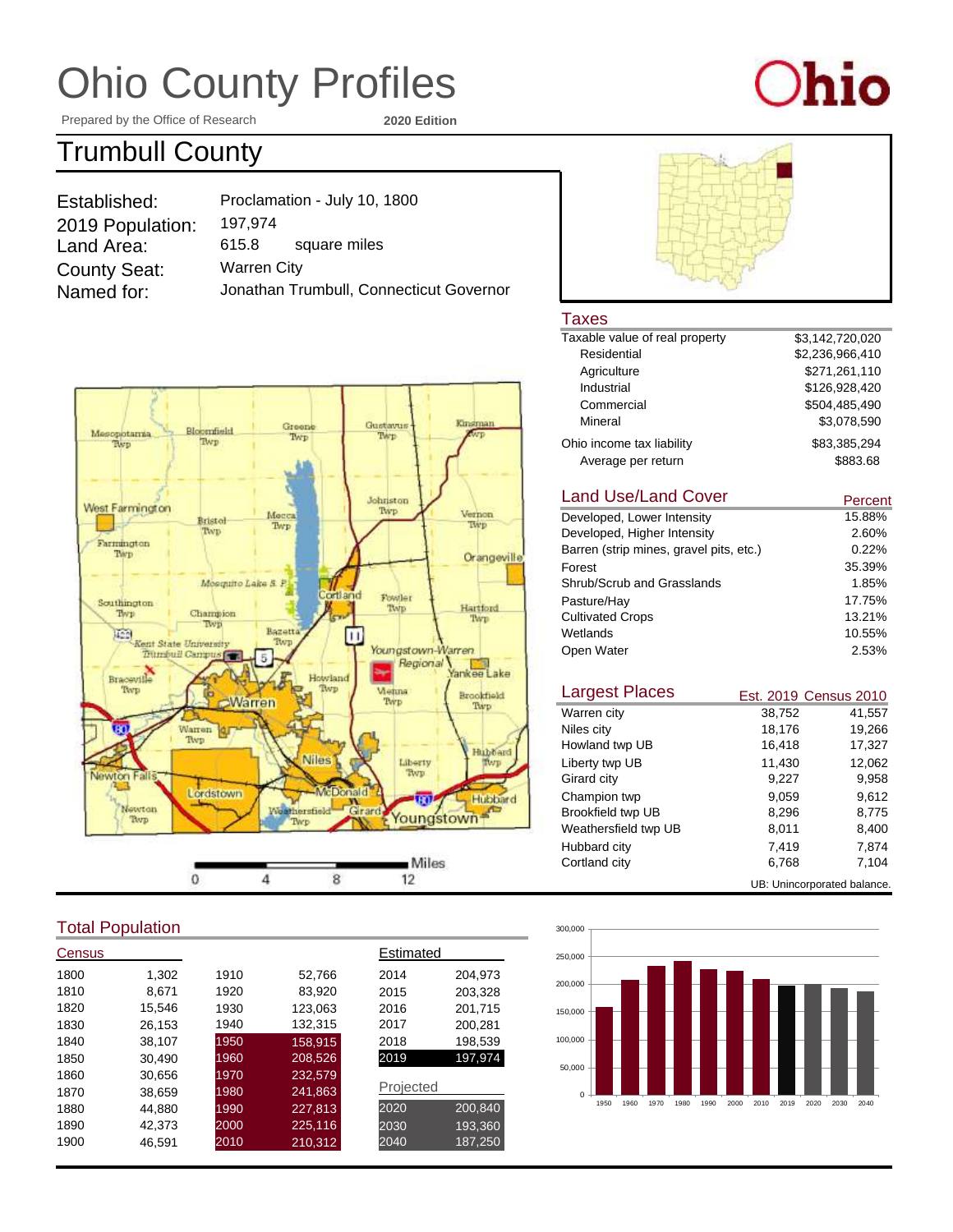# Ohio County Profiles

Prepared by the Office of Research — **2020 Edition**

## Trumbull County

| | |
|---|---|
| Established: | Proclamation - July 10, 1800 |
| 2019 Population: | 197,974 |
| Land Area: | 615.8 square miles |
| County Seat: | Warren City |
| Named for: | Jonathan Trumbull, Connecticut Governor |

### Taxes

| | |
|---|---|
| Taxable value of real property | $3,142,720,020 |
| Residential | $2,236,966,410 |
| Agriculture | $271,261,110 |
| Industrial | $126,928,420 |
| Commercial | $504,485,490 |
| Mineral | $3,078,590 |
| Ohio income tax liability | $83,385,294 |
| Average per return | $883.68 |

### Land Use/Land Cover

| | Percent |
|---|---|
| Developed, Lower Intensity | 15.88% |
| Developed, Higher Intensity | 2.60% |
| Barren (strip mines, gravel pits, etc.) | 0.22% |
| Forest | 35.39% |
| Shrub/Scrub and Grasslands | 1.85% |
| Pasture/Hay | 17.75% |
| Cultivated Crops | 13.21% |
| Wetlands | 10.55% |
| Open Water | 2.53% |

### Largest Places

| | Est. 2019 | Census 2010 |
|---|---|---|
| Warren city | 38,752 | 41,557 |
| Niles city | 18,176 | 19,266 |
| Howland twp UB | 16,418 | 17,327 |
| Liberty twp UB | 11,430 | 12,062 |
| Girard city | 9,227 | 9,958 |
| Champion twp | 9,059 | 9,612 |
| Brookfield twp UB | 8,296 | 8,775 |
| Weathersfield twp UB | 8,011 | 8,400 |
| Hubbard city | 7,419 | 7,874 |
| Cortland city | 6,768 | 7,104 |

UB: Unincorporated balance.

### Total Population

| Census | | | | Estimated | |
|---|---|---|---|---|---|
| 1800 | 1,302 | 1910 | 52,766 | 2014 | 204,973 |
| 1810 | 8,671 | 1920 | 83,920 | 2015 | 203,328 |
| 1820 | 15,546 | 1930 | 123,063 | 2016 | 201,715 |
| 1830 | 26,153 | 1940 | 132,315 | 2017 | 200,281 |
| 1840 | 38,107 | 1950 | 158,915 | 2018 | 198,539 |
| 1850 | 30,490 | 1960 | 208,526 | 2019 | 197,974 |
| 1860 | 30,656 | 1970 | 232,579 | **Projected** | |
| 1870 | 38,659 | 1980 | 241,863 | 2020 | 200,840 |
| 1880 | 44,880 | 1990 | 227,813 | 2030 | 193,360 |
| 1890 | 42,373 | 2000 | 225,116 | 2040 | 187,250 |
| 1900 | 46,591 | 2010 | 210,312 | | |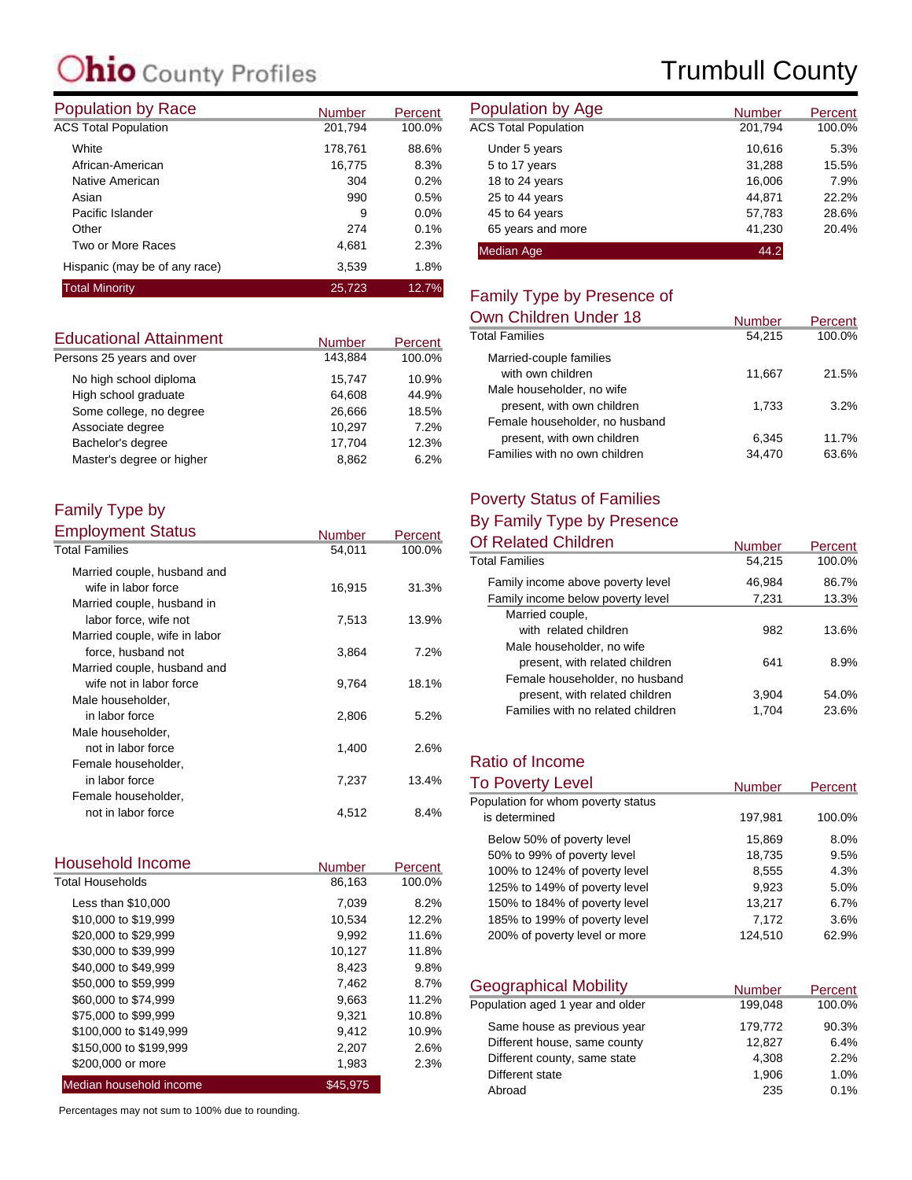# Ohio County Profiles

# Trumbull County

## Population by Race

| | Number | Percent |
|---|---|---|
| ACS Total Population | 201,794 | 100.0% |
| White | 178,761 | 88.6% |
| African-American | 16,775 | 8.3% |
| Native American | 304 | 0.2% |
| Asian | 990 | 0.5% |
| Pacific Islander | 9 | 0.0% |
| Other | 274 | 0.1% |
| Two or More Races | 4,681 | 2.3% |
| Hispanic (may be of any race) | 3,539 | 1.8% |
| Total Minority | 25,723 | 12.7% |

## Educational Attainment

| | Number | Percent |
|---|---|---|
| Persons 25 years and over | 143,884 | 100.0% |
| No high school diploma | 15,747 | 10.9% |
| High school graduate | 64,608 | 44.9% |
| Some college, no degree | 26,666 | 18.5% |
| Associate degree | 10,297 | 7.2% |
| Bachelor's degree | 17,704 | 12.3% |
| Master's degree or higher | 8,862 | 6.2% |

## Family Type by Employment Status

| | Number | Percent |
|---|---|---|
| Total Families | 54,011 | 100.0% |
| Married couple, husband and wife in labor force | 16,915 | 31.3% |
| Married couple, husband in labor force, wife not | 7,513 | 13.9% |
| Married couple, wife in labor force, husband not | 3,864 | 7.2% |
| Married couple, husband and wife not in labor force | 9,764 | 18.1% |
| Male householder, in labor force | 2,806 | 5.2% |
| Male householder, not in labor force | 1,400 | 2.6% |
| Female householder, in labor force | 7,237 | 13.4% |
| Female householder, not in labor force | 4,512 | 8.4% |

## Household Income

| | Number | Percent |
|---|---|---|
| Total Households | 86,163 | 100.0% |
| Less than $10,000 | 7,039 | 8.2% |
| $10,000 to $19,999 | 10,534 | 12.2% |
| $20,000 to $29,999 | 9,992 | 11.6% |
| $30,000 to $39,999 | 10,127 | 11.8% |
| $40,000 to $49,999 | 8,423 | 9.8% |
| $50,000 to $59,999 | 7,462 | 8.7% |
| $60,000 to $74,999 | 9,663 | 11.2% |
| $75,000 to $99,999 | 9,321 | 10.8% |
| $100,000 to $149,999 | 9,412 | 10.9% |
| $150,000 to $199,999 | 2,207 | 2.6% |
| $200,000 or more | 1,983 | 2.3% |
| Median household income | $45,975 | |

Percentages may not sum to 100% due to rounding.

## Population by Age

| | Number | Percent |
|---|---|---|
| ACS Total Population | 201,794 | 100.0% |
| Under 5 years | 10,616 | 5.3% |
| 5 to 17 years | 31,288 | 15.5% |
| 18 to 24 years | 16,006 | 7.9% |
| 25 to 44 years | 44,871 | 22.2% |
| 45 to 64 years | 57,783 | 28.6% |
| 65 years and more | 41,230 | 20.4% |
| Median Age | 44.2 | |

## Family Type by Presence of Own Children Under 18

| | Number | Percent |
|---|---|---|
| Total Families | 54,215 | 100.0% |
| Married-couple families with own children | 11,667 | 21.5% |
| Male householder, no wife present, with own children | 1,733 | 3.2% |
| Female householder, no husband present, with own children | 6,345 | 11.7% |
| Families with no own children | 34,470 | 63.6% |

## Poverty Status of Families By Family Type by Presence Of Related Children

| | Number | Percent |
|---|---|---|
| Total Families | 54,215 | 100.0% |
| Family income above poverty level | 46,984 | 86.7% |
| Family income below poverty level | 7,231 | 13.3% |
| Married couple, with related children | 982 | 13.6% |
| Male householder, no wife present, with related children | 641 | 8.9% |
| Female householder, no husband present, with related children | 3,904 | 54.0% |
| Families with no related children | 1,704 | 23.6% |

## Ratio of Income To Poverty Level

| | Number | Percent |
|---|---|---|
| Population for whom poverty status is determined | 197,981 | 100.0% |
| Below 50% of poverty level | 15,869 | 8.0% |
| 50% to 99% of poverty level | 18,735 | 9.5% |
| 100% to 124% of poverty level | 8,555 | 4.3% |
| 125% to 149% of poverty level | 9,923 | 5.0% |
| 150% to 184% of poverty level | 13,217 | 6.7% |
| 185% to 199% of poverty level | 7,172 | 3.6% |
| 200% of poverty level or more | 124,510 | 62.9% |

## Geographical Mobility

| | Number | Percent |
|---|---|---|
| Population aged 1 year and older | 199,048 | 100.0% |
| Same house as previous year | 179,772 | 90.3% |
| Different house, same county | 12,827 | 6.4% |
| Different county, same state | 4,308 | 2.2% |
| Different state | 1,906 | 1.0% |
| Abroad | 235 | 0.1% |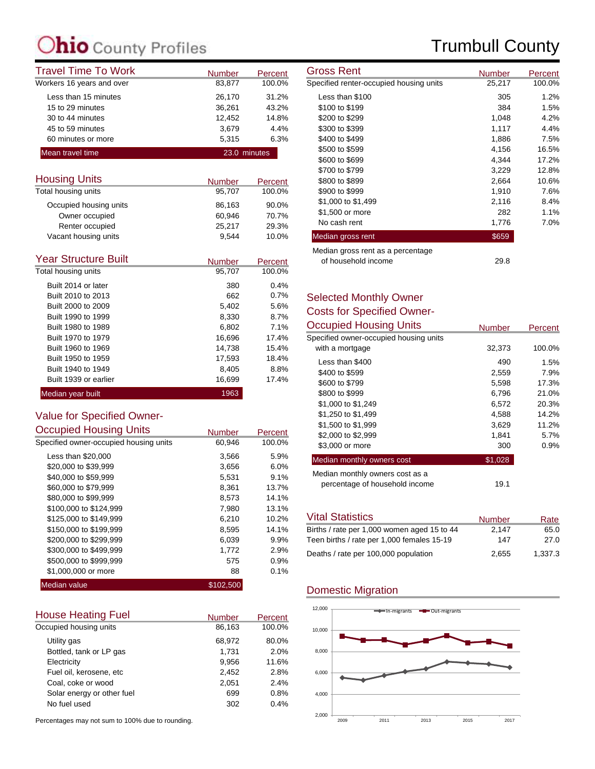# Ohio County Profiles

# Trumbull County

## Travel Time To Work

| | Number | Percent |
|---|---|---|
| Workers 16 years and over | 83,877 | 100.0% |
| Less than 15 minutes | 26,170 | 31.2% |
| 15 to 29 minutes | 36,261 | 43.2% |
| 30 to 44 minutes | 12,452 | 14.8% |
| 45 to 59 minutes | 3,679 | 4.4% |
| 60 minutes or more | 5,315 | 6.3% |
| **Mean travel time** | 23.0 minutes | |

## Housing Units

| | Number | Percent |
|---|---|---|
| Total housing units | 95,707 | 100.0% |
| Occupied housing units | 86,163 | 90.0% |
| Owner occupied | 60,946 | 70.7% |
| Renter occupied | 25,217 | 29.3% |
| Vacant housing units | 9,544 | 10.0% |

## Year Structure Built

| | Number | Percent |
|---|---|---|
| Total housing units | 95,707 | 100.0% |
| Built 2014 or later | 380 | 0.4% |
| Built 2010 to 2013 | 662 | 0.7% |
| Built 2000 to 2009 | 5,402 | 5.6% |
| Built 1990 to 1999 | 8,330 | 8.7% |
| Built 1980 to 1989 | 6,802 | 7.1% |
| Built 1970 to 1979 | 16,696 | 17.4% |
| Built 1960 to 1969 | 14,738 | 15.4% |
| Built 1950 to 1959 | 17,593 | 18.4% |
| Built 1940 to 1949 | 8,405 | 8.8% |
| Built 1939 or earlier | 16,699 | 17.4% |
| **Median year built** | 1963 | |

## Value for Specified Owner-Occupied Housing Units

| | Number | Percent |
|---|---|---|
| Specified owner-occupied housing units | 60,946 | 100.0% |
| Less than $20,000 | 3,566 | 5.9% |
| $20,000 to $39,999 | 3,656 | 6.0% |
| $40,000 to $59,999 | 5,531 | 9.1% |
| $60,000 to $79,999 | 8,361 | 13.7% |
| $80,000 to $99,999 | 8,573 | 14.1% |
| $100,000 to $124,999 | 7,980 | 13.1% |
| $125,000 to $149,999 | 6,210 | 10.2% |
| $150,000 to $199,999 | 8,595 | 14.1% |
| $200,000 to $299,999 | 6,039 | 9.9% |
| $300,000 to $499,999 | 1,772 | 2.9% |
| $500,000 to $999,999 | 575 | 0.9% |
| $1,000,000 or more | 88 | 0.1% |
| **Median value** | $102,500 | |

## House Heating Fuel

| | Number | Percent |
|---|---|---|
| Occupied housing units | 86,163 | 100.0% |
| Utility gas | 68,972 | 80.0% |
| Bottled, tank or LP gas | 1,731 | 2.0% |
| Electricity | 9,956 | 11.6% |
| Fuel oil, kerosene, etc | 2,452 | 2.8% |
| Coal, coke or wood | 2,051 | 2.4% |
| Solar energy or other fuel | 699 | 0.8% |
| No fuel used | 302 | 0.4% |

Percentages may not sum to 100% due to rounding.

## Gross Rent

| | Number | Percent |
|---|---|---|
| Specified renter-occupied housing units | 25,217 | 100.0% |
| Less than $100 | 305 | 1.2% |
| $100 to $199 | 384 | 1.5% |
| $200 to $299 | 1,048 | 4.2% |
| $300 to $399 | 1,117 | 4.4% |
| $400 to $499 | 1,886 | 7.5% |
| $500 to $599 | 4,156 | 16.5% |
| $600 to $699 | 4,344 | 17.2% |
| $700 to $799 | 3,229 | 12.8% |
| $800 to $899 | 2,664 | 10.6% |
| $900 to $999 | 1,910 | 7.6% |
| $1,000 to $1,499 | 2,116 | 8.4% |
| $1,500 or more | 282 | 1.1% |
| No cash rent | 1,776 | 7.0% |
| **Median gross rent** | $659 | |
| Median gross rent as a percentage of household income | 29.8 | |

## Selected Monthly Owner Costs for Specified Owner-Occupied Housing Units

| | Number | Percent |
|---|---|---|
| Specified owner-occupied housing units with a mortgage | 32,373 | 100.0% |
| Less than $400 | 490 | 1.5% |
| $400 to $599 | 2,559 | 7.9% |
| $600 to $799 | 5,598 | 17.3% |
| $800 to $999 | 6,796 | 21.0% |
| $1,000 to $1,249 | 6,572 | 20.3% |
| $1,250 to $1,499 | 4,588 | 14.2% |
| $1,500 to $1,999 | 3,629 | 11.2% |
| $2,000 to $2,999 | 1,841 | 5.7% |
| $3,000 or more | 300 | 0.9% |
| **Median monthly owners cost** | $1,028 | |
| Median monthly owners cost as a percentage of household income | 19.1 | |

## Vital Statistics

| | Number | Rate |
|---|---|---|
| Births / rate per 1,000 women aged 15 to 44 | 2,147 | 65.0 |
| Teen births / rate per 1,000 females 15-19 | 147 | 27.0 |
| Deaths / rate per 100,000 population | 2,655 | 1,337.3 |

## Domestic Migration

Legend: In-migrants, Out-migrants. Y-axis: 2,000 to 12,000. X-axis: 2009, 2011, 2013, 2015, 2017.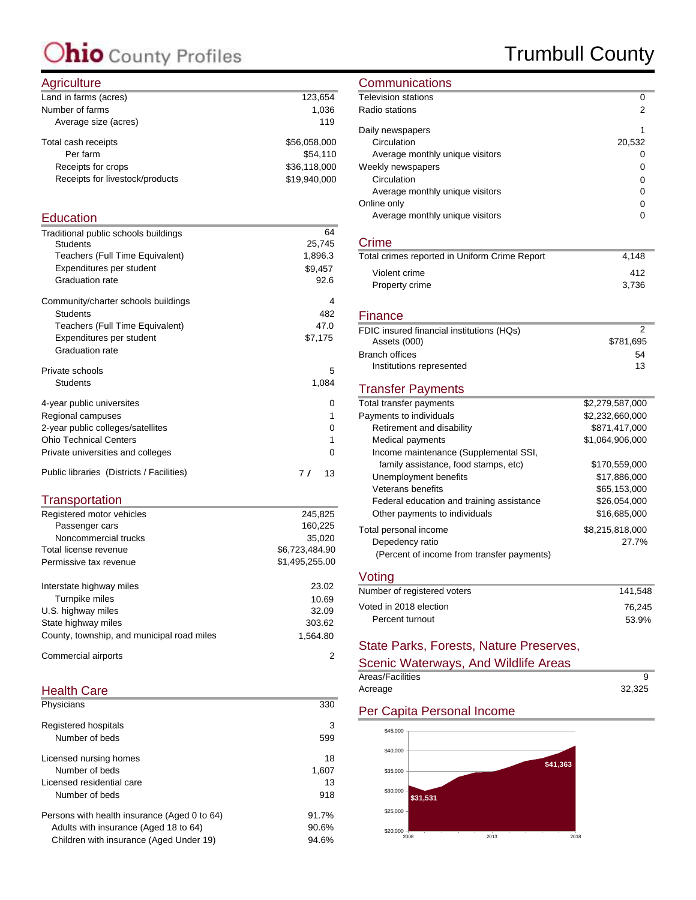# Ohio County Profiles

# Trumbull County

## Agriculture

| | |
|---|---|
| Land in farms (acres) | 123,654 |
| Number of farms | 1,036 |
| Average size (acres) | 119 |
| Total cash receipts | $56,058,000 |
| Per farm | $54,110 |
| Receipts for crops | $36,118,000 |
| Receipts for livestock/products | $19,940,000 |

## Education

| | |
|---|---|
| Traditional public schools buildings | 64 |
| Students | 25,745 |
| Teachers (Full Time Equivalent) | 1,896.3 |
| Expenditures per student | $9,457 |
| Graduation rate | 92.6 |
| Community/charter schools buildings | 4 |
| Students | 482 |
| Teachers (Full Time Equivalent) | 47.0 |
| Expenditures per student | $7,175 |
| Graduation rate | |
| Private schools | 5 |
| Students | 1,084 |
| 4-year public universites | 0 |
| Regional campuses | 1 |
| 2-year public colleges/satellites | 0 |
| Ohio Technical Centers | 1 |
| Private universities and colleges | 0 |
| Public libraries (Districts / Facilities) | 7 / 13 |

## Transportation

| | |
|---|---|
| Registered motor vehicles | 245,825 |
| Passenger cars | 160,225 |
| Noncommercial trucks | 35,020 |
| Total license revenue | $6,723,484.90 |
| Permissive tax revenue | $1,495,255.00 |
| Interstate highway miles | 23.02 |
| Turnpike miles | 10.69 |
| U.S. highway miles | 32.09 |
| State highway miles | 303.62 |
| County, township, and municipal road miles | 1,564.80 |
| Commercial airports | 2 |

## Health Care

| | |
|---|---|
| Physicians | 330 |
| Registered hospitals | 3 |
| Number of beds | 599 |
| Licensed nursing homes | 18 |
| Number of beds | 1,607 |
| Licensed residential care | 13 |
| Number of beds | 918 |
| Persons with health insurance (Aged 0 to 64) | 91.7% |
| Adults with insurance (Aged 18 to 64) | 90.6% |
| Children with insurance (Aged Under 19) | 94.6% |

## Communications

| | |
|---|---|
| Television stations | 0 |
| Radio stations | 2 |
| Daily newspapers | 1 |
| Circulation | 20,532 |
| Average monthly unique visitors | 0 |
| Weekly newspapers | 0 |
| Circulation | 0 |
| Average monthly unique visitors | 0 |
| Online only | 0 |
| Average monthly unique visitors | 0 |

## Crime

| | |
|---|---|
| Total crimes reported in Uniform Crime Report | 4,148 |
| Violent crime | 412 |
| Property crime | 3,736 |

## Finance

| | |
|---|---|
| FDIC insured financial institutions (HQs) | 2 |
| Assets (000) | $781,695 |
| Branch offices | 54 |
| Institutions represented | 13 |

## Transfer Payments

| | |
|---|---|
| Total transfer payments | $2,279,587,000 |
| Payments to individuals | $2,232,660,000 |
| Retirement and disability | $871,417,000 |
| Medical payments | $1,064,906,000 |
| Income maintenance (Supplemental SSI, family assistance, food stamps, etc) | $170,559,000 |
| Unemployment benefits | $17,886,000 |
| Veterans benefits | $65,153,000 |
| Federal education and training assistance | $26,054,000 |
| Other payments to individuals | $16,685,000 |
| Total personal income | $8,215,818,000 |
| Depedency ratio (Percent of income from transfer payments) | 27.7% |

## Voting

| | |
|---|---|
| Number of registered voters | 141,548 |
| Voted in 2018 election | 76,245 |
| Percent turnout | 53.9% |

## State Parks, Forests, Nature Preserves, Scenic Waterways, And Wildlife Areas

| | |
|---|---|
| Areas/Facilities | 9 |
| Acreage | 32,325 |

## Per Capita Personal Income

$31,531 (2008) — $41,363 (2018)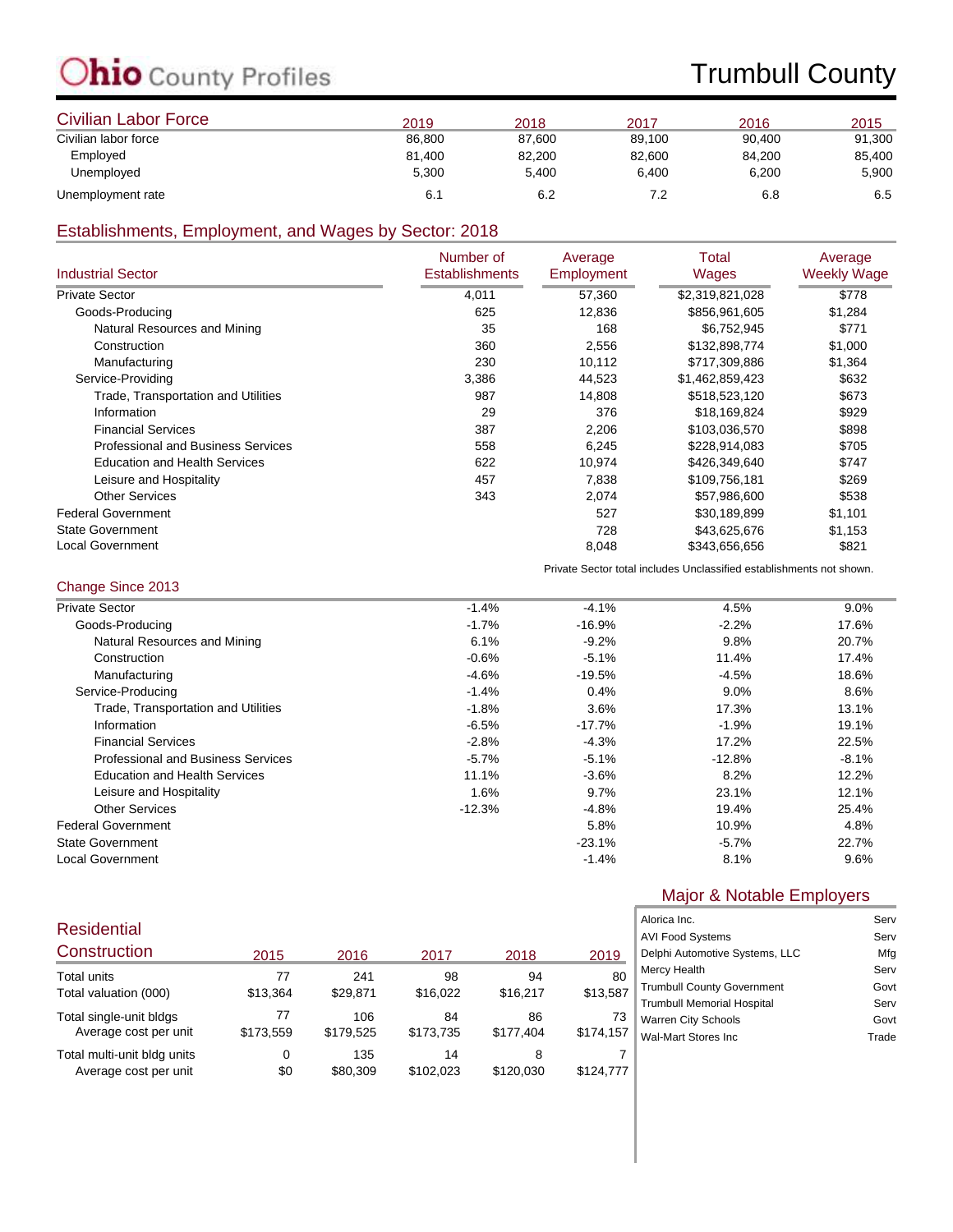# Ohio County Profiles

# Trumbull County

## Civilian Labor Force

| Civilian Labor Force | 2019 | 2018 | 2017 | 2016 | 2015 |
|---|---|---|---|---|---|
| Civilian labor force | 86,800 | 87,600 | 89,100 | 90,400 | 91,300 |
| Employed | 81,400 | 82,200 | 82,600 | 84,200 | 85,400 |
| Unemployed | 5,300 | 5,400 | 6,400 | 6,200 | 5,900 |
| Unemployment rate | 6.1 | 6.2 | 7.2 | 6.8 | 6.5 |

## Establishments, Employment, and Wages by Sector: 2018

| Industrial Sector | Number of Establishments | Average Employment | Total Wages | Average Weekly Wage |
|---|---|---|---|---|
| Private Sector | 4,011 | 57,360 | $2,319,821,028 | $778 |
| Goods-Producing | 625 | 12,836 | $856,961,605 | $1,284 |
| Natural Resources and Mining | 35 | 168 | $6,752,945 | $771 |
| Construction | 360 | 2,556 | $132,898,774 | $1,000 |
| Manufacturing | 230 | 10,112 | $717,309,886 | $1,364 |
| Service-Providing | 3,386 | 44,523 | $1,462,859,423 | $632 |
| Trade, Transportation and Utilities | 987 | 14,808 | $518,523,120 | $673 |
| Information | 29 | 376 | $18,169,824 | $929 |
| Financial Services | 387 | 2,206 | $103,036,570 | $898 |
| Professional and Business Services | 558 | 6,245 | $228,914,083 | $705 |
| Education and Health Services | 622 | 10,974 | $426,349,640 | $747 |
| Leisure and Hospitality | 457 | 7,838 | $109,756,181 | $269 |
| Other Services | 343 | 2,074 | $57,986,600 | $538 |
| Federal Government | | 527 | $30,189,899 | $1,101 |
| State Government | | 728 | $43,625,676 | $1,153 |
| Local Government | | 8,048 | $343,656,656 | $821 |

Private Sector total includes Unclassified establishments not shown.

### Change Since 2013

| Industrial Sector | Number of Establishments | Average Employment | Total Wages | Average Weekly Wage |
|---|---|---|---|---|
| Private Sector | -1.4% | -4.1% | 4.5% | 9.0% |
| Goods-Producing | -1.7% | -16.9% | -2.2% | 17.6% |
| Natural Resources and Mining | 6.1% | -9.2% | 9.8% | 20.7% |
| Construction | -0.6% | -5.1% | 11.4% | 17.4% |
| Manufacturing | -4.6% | -19.5% | -4.5% | 18.6% |
| Service-Producing | -1.4% | 0.4% | 9.0% | 8.6% |
| Trade, Transportation and Utilities | -1.8% | 3.6% | 17.3% | 13.1% |
| Information | -6.5% | -17.7% | -1.9% | 19.1% |
| Financial Services | -2.8% | -4.3% | 17.2% | 22.5% |
| Professional and Business Services | -5.7% | -5.1% | -12.8% | -8.1% |
| Education and Health Services | 11.1% | -3.6% | 8.2% | 12.2% |
| Leisure and Hospitality | 1.6% | 9.7% | 23.1% | 12.1% |
| Other Services | -12.3% | -4.8% | 19.4% | 25.4% |
| Federal Government | | 5.8% | 10.9% | 4.8% |
| State Government | | -23.1% | -5.7% | 22.7% |
| Local Government | | -1.4% | 8.1% | 9.6% |

## Residential Construction

| Residential Construction | 2015 | 2016 | 2017 | 2018 | 2019 |
|---|---|---|---|---|---|
| Total units | 77 | 241 | 98 | 94 | 80 |
| Total valuation (000) | $13,364 | $29,871 | $16,022 | $16,217 | $13,587 |
| Total single-unit bldgs | 77 | 106 | 84 | 86 | 73 |
| Average cost per unit | $173,559 | $179,525 | $173,735 | $177,404 | $174,157 |
| Total multi-unit bldg units | 0 | 135 | 14 | 8 | 7 |
| Average cost per unit | $0 | $80,309 | $102,023 | $120,030 | $124,777 |

## Major & Notable Employers

| | |
|---|---|
| Alorica Inc. | Serv |
| AVI Food Systems | Serv |
| Delphi Automotive Systems, LLC | Mfg |
| Mercy Health | Serv |
| Trumbull County Government | Govt |
| Trumbull Memorial Hospital | Serv |
| Warren City Schools | Govt |
| Wal-Mart Stores Inc | Trade |